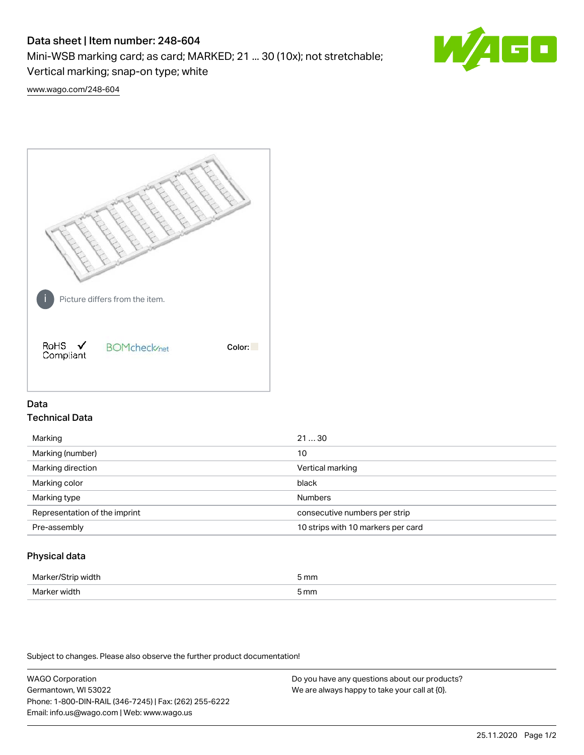# Data sheet | Item number: 248-604

Mini-WSB marking card; as card; MARKED; 21 ... 30 (10x); not stretchable; Vertical marking; snap-on type; white

www.wago.com/248-604

Picture differs from the item.

RoHS ✓ Compliant

BOMcheck.net

Color:

## Data

### Technical Data

| | |
|---|---|
| Marking | 21 … 30 |
| Marking (number) | 10 |
| Marking direction | Vertical marking |
| Marking color | black |
| Marking type | Numbers |
| Representation of the imprint | consecutive numbers per strip |
| Pre-assembly | 10 strips with 10 markers per card |

### Physical data

| | |
|---|---|
| Marker/Strip width | 5 mm |
| Marker width | 5 mm |

Subject to changes. Please also observe the further product documentation!

WAGO Corporation
Germantown, WI 53022
Phone: 1-800-DIN-RAIL (346-7245) | Fax: (262) 255-6222
Email: info.us@wago.com | Web: www.wago.us

Do you have any questions about our products?
We are always happy to take your call at {0}.

25.11.2020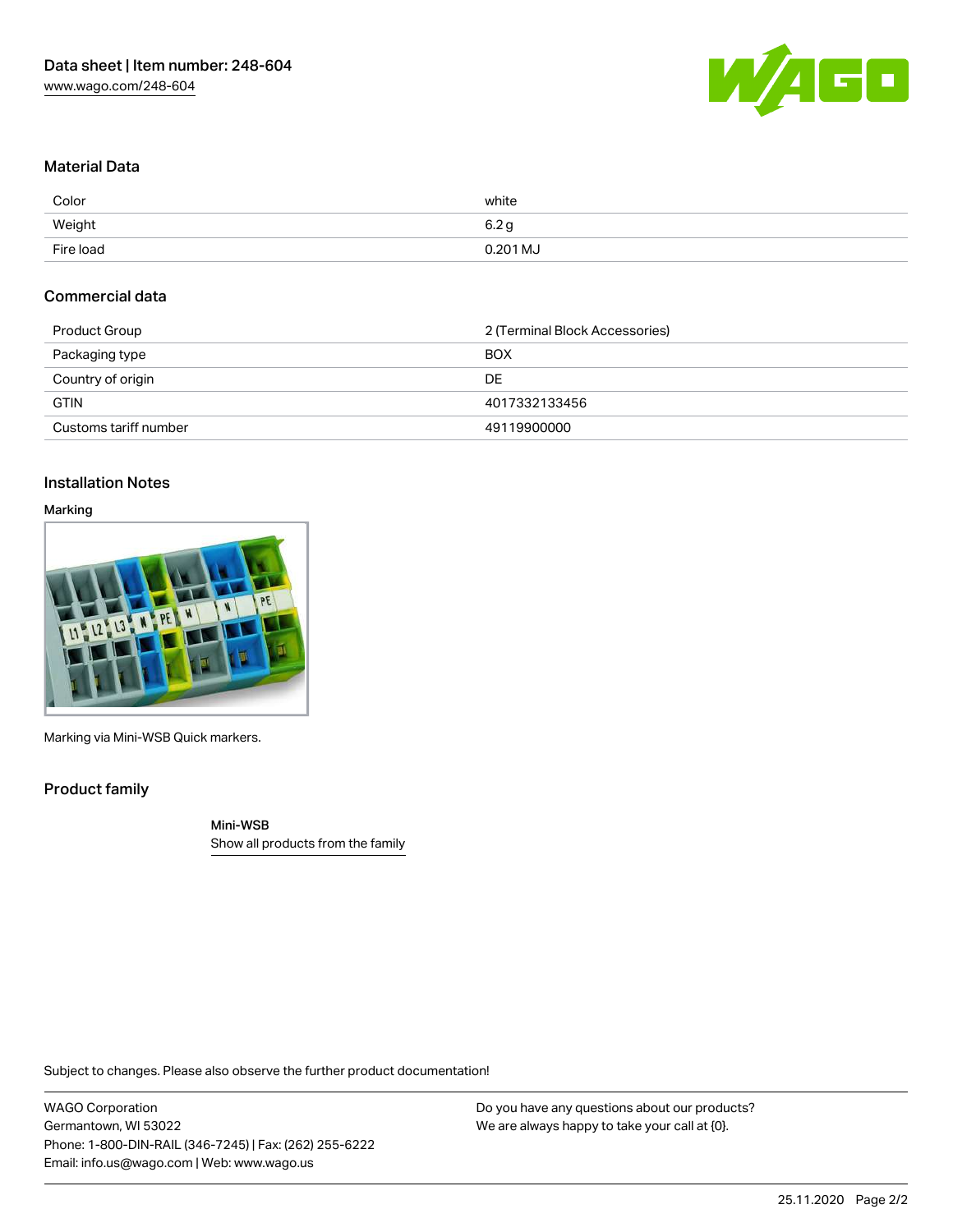## Material Data

| | |
|---|---|
| Color | white |
| Weight | 6.2 g |
| Fire load | 0.201 MJ |

## Commercial data

| | |
|---|---|
| Product Group | 2 (Terminal Block Accessories) |
| Packaging type | BOX |
| Country of origin | DE |
| GTIN | 4017332133456 |
| Customs tariff number | 49119900000 |

## Installation Notes

### Marking

Marking via Mini-WSB Quick markers.

## Product family

Mini-WSB
Show all products from the family

Subject to changes. Please also observe the further product documentation!

WAGO Corporation
Germantown, WI 53022
Phone: 1-800-DIN-RAIL (346-7245) | Fax: (262) 255-6222
Email: info.us@wago.com | Web: www.wago.us

Do you have any questions about our products?
We are always happy to take your call at {0}.

25.11.2020